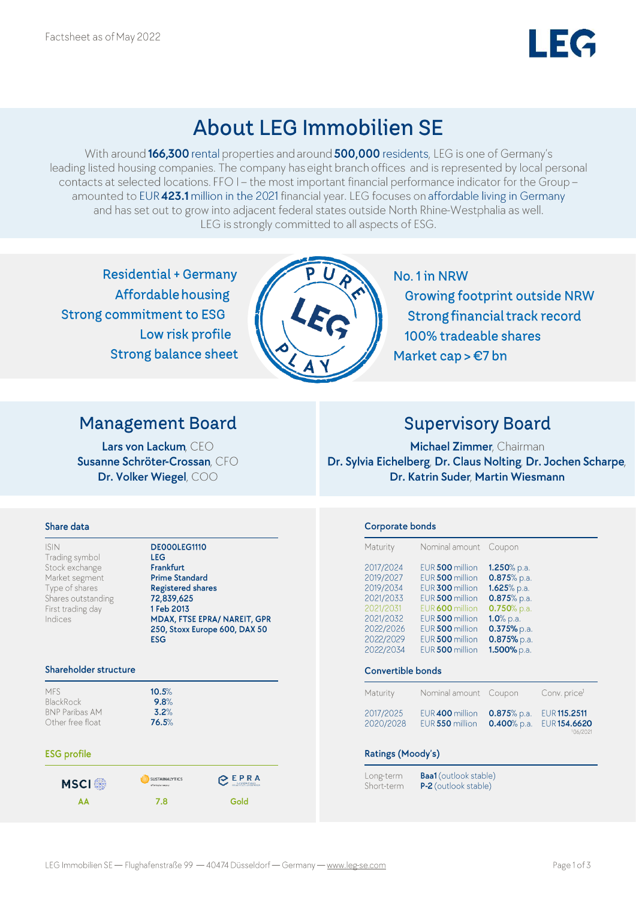Factsheet as of May 2022

# About LEG Immobilien SE

With around **166,300** rental properties and around **500,000** residents, LEG is one of Germany's leading listed housing companies. The company has eight branch offices and is represented by local personal contacts at selected locations. FFO I – the most important financial performance indicator for the Group – amounted to EUR **423.1** million in the 2021 financial year. LEG focuses on affordable living in Germany and has set out to grow into adjacent federal states outside North Rhine-Westphalia as well. LEG is strongly committed to all aspects of ESG.

PURE LEG PLAY

- Residential + Germany
- Affordable housing
- Strong commitment to ESG
- Low risk profile
- Strong balance sheet
- No. 1 in NRW
- Growing footprint outside NRW
- Strong financial track record
- 100% tradeable shares
- Market cap > €7 bn

## Management Board

**Lars von Lackum**, CEO
**Susanne Schröter-Crossan**, CFO
**Dr. Volker Wiegel**, COO

## Supervisory Board

**Michael Zimmer**, Chairman
**Dr. Sylvia Eichelberg**, **Dr. Claus Nolting**, **Dr. Jochen Scharpe**, **Dr. Katrin Suder**, **Martin Wiesmann**

### Share data

| | |
|---|---|
| ISIN | **DE000LEG1110** |
| Trading symbol | **LEG** |
| Stock exchange | **Frankfurt** |
| Market segment | **Prime Standard** |
| Type of shares | **Registered shares** |
| Shares outstanding | **72,839,625** |
| First trading day | **1 Feb 2013** |
| Indices | **MDAX, FTSE EPRA/ NAREIT, GPR 250, Stoxx Europe 600, DAX 50 ESG** |

### Shareholder structure

| | |
|---|---|
| MFS | **10.5%** |
| BlackRock | **9.8%** |
| BNP Paribas AM | **3.2%** |
| Other free float | **76.5%** |

### ESG profile

| MSCI | Sustainalytics | EPRA |
|---|---|---|
| AA | 7.8 | Gold |

### Corporate bonds

| Maturity | Nominal amount | Coupon |
|---|---|---|
| 2017/2024 | EUR **500** million | **1.250%** p.a. |
| 2019/2027 | EUR **500** million | **0.875%** p.a. |
| 2019/2034 | EUR **300** million | **1.625%** p.a. |
| 2021/2033 | EUR **500** million | **0.875%** p.a. |
| 2021/2031 | EUR **600** million | **0.750%** p.a. |
| 2021/2032 | EUR **500** million | **1.0%** p.a. |
| 2022/2026 | EUR **500** million | **0.375%** p.a. |
| 2022/2029 | EUR **500** million | **0.875%** p.a. |
| 2022/2034 | EUR **500** million | **1.500%** p.a. |

### Convertible bonds

| Maturity | Nominal amount | Coupon | Conv. price[1] |
|---|---|---|---|
| 2017/2025 | EUR **400** million | **0.875%** p.a. | EUR **115.2511** |
| 2020/2028 | EUR **550** million | **0.400%** p.a. | EUR **154.6620** |

[1] 06/2021

### Ratings (Moody's)

| | |
|---|---|
| Long-term | **Baa1** (outlook stable) |
| Short-term | **P-2** (outlook stable) |

LEG Immobilien SE — Flughafenstraße 99 — 40474 Düsseldorf — Germany — www.leg-se.com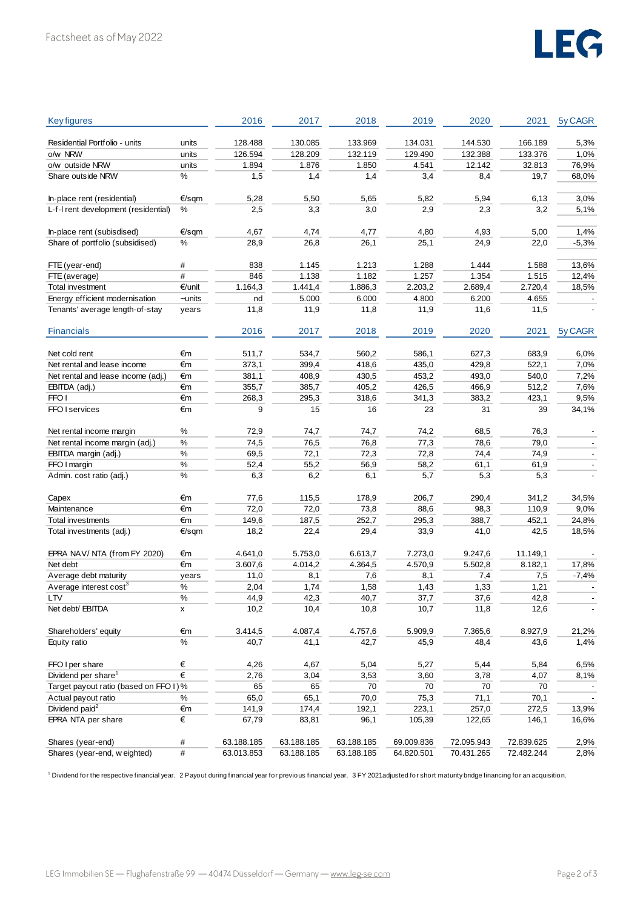| Key figures | | 2016 | 2017 | 2018 | 2019 | 2020 | 2021 | 5y CAGR |
|---|---|---|---|---|---|---|---|---|
| Residential Portfolio - units | units | 128.488 | 130.085 | 133.969 | 134.031 | 144.530 | 166.189 | 5,3% |
| o/w NRW | units | 126.594 | 128.209 | 132.119 | 129.490 | 132.388 | 133.376 | 1,0% |
| o/w outside NRW | units | 1.894 | 1.876 | 1.850 | 4.541 | 12.142 | 32.813 | 76,9% |
| Share outside NRW | % | 1,5 | 1,4 | 1,4 | 3,4 | 8,4 | 19,7 | 68,0% |
| In-place rent (residential) | €/sqm | 5,28 | 5,50 | 5,65 | 5,82 | 5,94 | 6,13 | 3,0% |
| L-f-l rent development (residential) | % | 2,5 | 3,3 | 3,0 | 2,9 | 2,3 | 3,2 | 5,1% |
| In-place rent (subisdised) | €/sqm | 4,67 | 4,74 | 4,77 | 4,80 | 4,93 | 5,00 | 1,4% |
| Share of portfolio (subsidised) | % | 28,9 | 26,8 | 26,1 | 25,1 | 24,9 | 22,0 | -5,3% |
| FTE (year-end) | # | 838 | 1.145 | 1.213 | 1.288 | 1.444 | 1.588 | 13,6% |
| FTE (average) | # | 846 | 1.138 | 1.182 | 1.257 | 1.354 | 1.515 | 12,4% |
| Total investment | €/unit | 1.164,3 | 1.441,4 | 1.886,3 | 2.203,2 | 2.689,4 | 2.720,4 | 18,5% |
| Energy efficient modernisation | ~units | nd | 5.000 | 6.000 | 4.800 | 6.200 | 4.655 | - |
| Tenants' average length-of-stay | years | 11,8 | 11,9 | 11,8 | 11,9 | 11,6 | 11,5 | - |

| Financials | | 2016 | 2017 | 2018 | 2019 | 2020 | 2021 | 5y CAGR |
|---|---|---|---|---|---|---|---|---|
| Net cold rent | €m | 511,7 | 534,7 | 560,2 | 586,1 | 627,3 | 683,9 | 6,0% |
| Net rental and lease income | €m | 373,1 | 399,4 | 418,6 | 435,0 | 429,8 | 522,1 | 7,0% |
| Net rental and lease income (adj.) | €m | 381,1 | 408,9 | 430,5 | 453,2 | 493,0 | 540,0 | 7,2% |
| EBITDA (adj.) | €m | 355,7 | 385,7 | 405,2 | 426,5 | 466,9 | 512,2 | 7,6% |
| FFO I | €m | 268,3 | 295,3 | 318,6 | 341,3 | 383,2 | 423,1 | 9,5% |
| FFO I services | €m | 9 | 15 | 16 | 23 | 31 | 39 | 34,1% |
| Net rental income margin | % | 72,9 | 74,7 | 74,7 | 74,2 | 68,5 | 76,3 | - |
| Net rental income margin (adj.) | % | 74,5 | 76,5 | 76,8 | 77,3 | 78,6 | 79,0 | - |
| EBITDA margin (adj.) | % | 69,5 | 72,1 | 72,3 | 72,8 | 74,4 | 74,9 | - |
| FFO I margin | % | 52,4 | 55,2 | 56,9 | 58,2 | 61,1 | 61,9 | - |
| Admin. cost ratio (adj.) | % | 6,3 | 6,2 | 6,1 | 5,7 | 5,3 | 5,3 | - |
| Capex | €m | 77,6 | 115,5 | 178,9 | 206,7 | 290,4 | 341,2 | 34,5% |
| Maintenance | €m | 72,0 | 72,0 | 73,8 | 88,6 | 98,3 | 110,9 | 9,0% |
| Total investments | €m | 149,6 | 187,5 | 252,7 | 295,3 | 388,7 | 452,1 | 24,8% |
| Total investments (adj.) | €/sqm | 18,2 | 22,4 | 29,4 | 33,9 | 41,0 | 42,5 | 18,5% |
| EPRA NAV/ NTA (from FY 2020) | €m | 4.641,0 | 5.753,0 | 6.613,7 | 7.273,0 | 9.247,6 | 11.149,1 | - |
| Net debt | €m | 3.607,6 | 4.014,2 | 4.364,5 | 4.570,9 | 5.502,8 | 8.182,1 | 17,8% |
| Average debt maturity | years | 11,0 | 8,1 | 7,6 | 8,1 | 7,4 | 7,5 | -7,4% |
| Average interest cost[3] | % | 2,04 | 1,74 | 1,58 | 1,43 | 1,33 | 1,21 | - |
| LTV | % | 44,9 | 42,3 | 40,7 | 37,7 | 37,6 | 42,8 | - |
| Net debt/ EBITDA | x | 10,2 | 10,4 | 10,8 | 10,7 | 11,8 | 12,6 | - |
| Shareholders' equity | €m | 3.414,5 | 4.087,4 | 4.757,6 | 5.909,9 | 7.365,6 | 8.927,9 | 21,2% |
| Equity ratio | % | 40,7 | 41,1 | 42,7 | 45,9 | 48,4 | 43,6 | 1,4% |
| FFO I per share | € | 4,26 | 4,67 | 5,04 | 5,27 | 5,44 | 5,84 | 6,5% |
| Dividend per share[1] | € | 2,76 | 3,04 | 3,53 | 3,60 | 3,78 | 4,07 | 8,1% |
| Target payout ratio (based on FFO I) | % | 65 | 65 | 70 | 70 | 70 | 70 | - |
| Actual payout ratio | % | 65,0 | 65,1 | 70,0 | 75,3 | 71,1 | 70,1 | - |
| Dividend paid[2] | €m | 141,9 | 174,4 | 192,1 | 223,1 | 257,0 | 272,5 | 13,9% |
| EPRA NTA per share | € | 67,79 | 83,81 | 96,1 | 105,39 | 122,65 | 146,1 | 16,6% |
| Shares (year-end) | # | 63.188.185 | 63.188.185 | 63.188.185 | 69.009.836 | 72.095.943 | 72.839.625 | 2,9% |
| Shares (year-end, weighted) | # | 63.013.853 | 63.188.185 | 63.188.185 | 64.820.501 | 70.431.265 | 72.482.244 | 2,8% |

[1] Dividend for the respective financial year. 2 Payout during financial year for previous financial year. 3 FY 2021adjusted for short maturity bridge financing for an acquisition.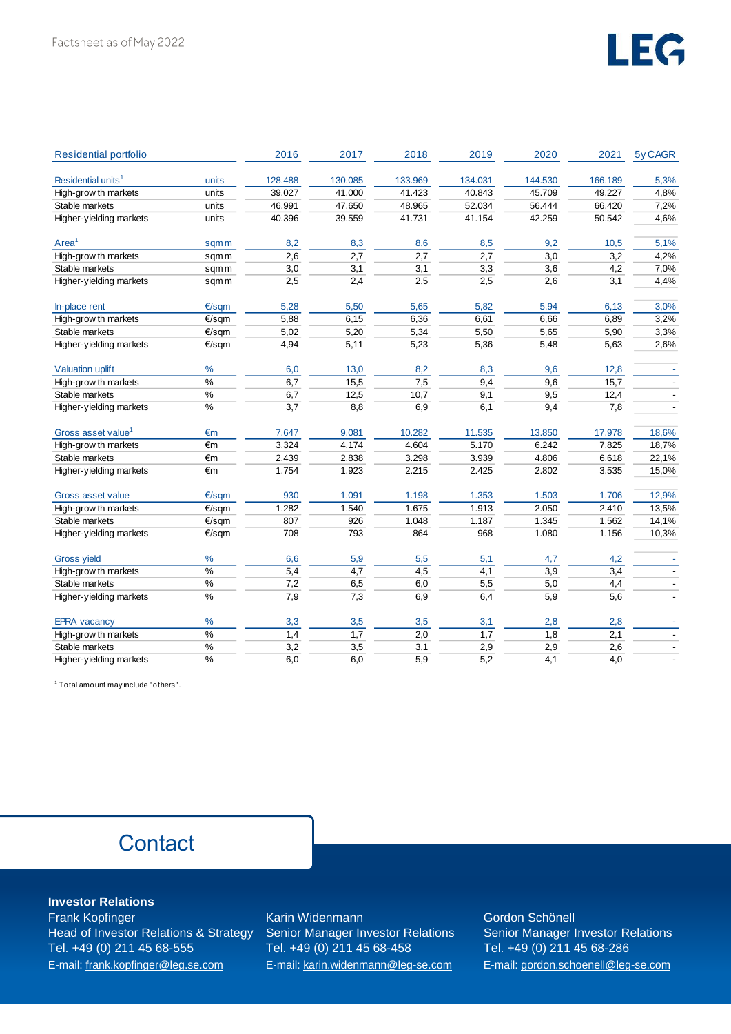| Residential portfolio | | 2016 | 2017 | 2018 | 2019 | 2020 | 2021 | 5y CAGR |
|---|---|---|---|---|---|---|---|---|
| Residential units[1] | units | 128.488 | 130.085 | 133.969 | 134.031 | 144.530 | 166.189 | 5,3% |
| High-growth markets | units | 39.027 | 41.000 | 41.423 | 40.843 | 45.709 | 49.227 | 4,8% |
| Stable markets | units | 46.991 | 47.650 | 48.965 | 52.034 | 56.444 | 66.420 | 7,2% |
| Higher-yielding markets | units | 40.396 | 39.559 | 41.731 | 41.154 | 42.259 | 50.542 | 4,6% |
| Area[1] | sqm m | 8,2 | 8,3 | 8,6 | 8,5 | 9,2 | 10,5 | 5,1% |
| High-growth markets | sqm m | 2,6 | 2,7 | 2,7 | 2,7 | 3,0 | 3,2 | 4,2% |
| Stable markets | sqm m | 3,0 | 3,1 | 3,1 | 3,3 | 3,6 | 4,2 | 7,0% |
| Higher-yielding markets | sqm m | 2,5 | 2,4 | 2,5 | 2,5 | 2,6 | 3,1 | 4,4% |
| In-place rent | €/sqm | 5,28 | 5,50 | 5,65 | 5,82 | 5,94 | 6,13 | 3,0% |
| High-growth markets | €/sqm | 5,88 | 6,15 | 6,36 | 6,61 | 6,66 | 6,89 | 3,2% |
| Stable markets | €/sqm | 5,02 | 5,20 | 5,34 | 5,50 | 5,65 | 5,90 | 3,3% |
| Higher-yielding markets | €/sqm | 4,94 | 5,11 | 5,23 | 5,36 | 5,48 | 5,63 | 2,6% |
| Valuation uplift | % | 6,0 | 13,0 | 8,2 | 8,3 | 9,6 | 12,8 | - |
| High-growth markets | % | 6,7 | 15,5 | 7,5 | 9,4 | 9,6 | 15,7 | - |
| Stable markets | % | 6,7 | 12,5 | 10,7 | 9,1 | 9,5 | 12,4 | - |
| Higher-yielding markets | % | 3,7 | 8,8 | 6,9 | 6,1 | 9,4 | 7,8 | - |
| Gross asset value[1] | €m | 7.647 | 9.081 | 10.282 | 11.535 | 13.850 | 17.978 | 18,6% |
| High-growth markets | €m | 3.324 | 4.174 | 4.604 | 5.170 | 6.242 | 7.825 | 18,7% |
| Stable markets | €m | 2.439 | 2.838 | 3.298 | 3.939 | 4.806 | 6.618 | 22,1% |
| Higher-yielding markets | €m | 1.754 | 1.923 | 2.215 | 2.425 | 2.802 | 3.535 | 15,0% |
| Gross asset value | €/sqm | 930 | 1.091 | 1.198 | 1.353 | 1.503 | 1.706 | 12,9% |
| High-growth markets | €/sqm | 1.282 | 1.540 | 1.675 | 1.913 | 2.050 | 2.410 | 13,5% |
| Stable markets | €/sqm | 807 | 926 | 1.048 | 1.187 | 1.345 | 1.562 | 14,1% |
| Higher-yielding markets | €/sqm | 708 | 793 | 864 | 968 | 1.080 | 1.156 | 10,3% |
| Gross yield | % | 6,6 | 5,9 | 5,5 | 5,1 | 4,7 | 4,2 | - |
| High-growth markets | % | 5,4 | 4,7 | 4,5 | 4,1 | 3,9 | 3,4 | - |
| Stable markets | % | 7,2 | 6,5 | 6,0 | 5,5 | 5,0 | 4,4 | - |
| Higher-yielding markets | % | 7,9 | 7,3 | 6,9 | 6,4 | 5,9 | 5,6 | - |
| EPRA vacancy | % | 3,3 | 3,5 | 3,5 | 3,1 | 2,8 | 2,8 | - |
| High-growth markets | % | 1,4 | 1,7 | 2,0 | 1,7 | 1,8 | 2,1 | - |
| Stable markets | % | 3,2 | 3,5 | 3,1 | 2,9 | 2,9 | 2,6 | - |
| Higher-yielding markets | % | 6,0 | 6,0 | 5,9 | 5,2 | 4,1 | 4,0 | - |

[1] Total amount may include "others".

## Contact

**Investor Relations**

Frank Kopfinger
Head of Investor Relations & Strategy
Tel. +49 (0) 211 45 68-555
E-mail: frank.kopfinger@leg.se.com

Karin Widenmann
Senior Manager Investor Relations
Tel. +49 (0) 211 45 68-458
E-mail: karin.widenmann@leg-se.com

Gordon Schönell
Senior Manager Investor Relations
Tel. +49 (0) 211 45 68-286
E-mail: gordon.schoenell@leg-se.com